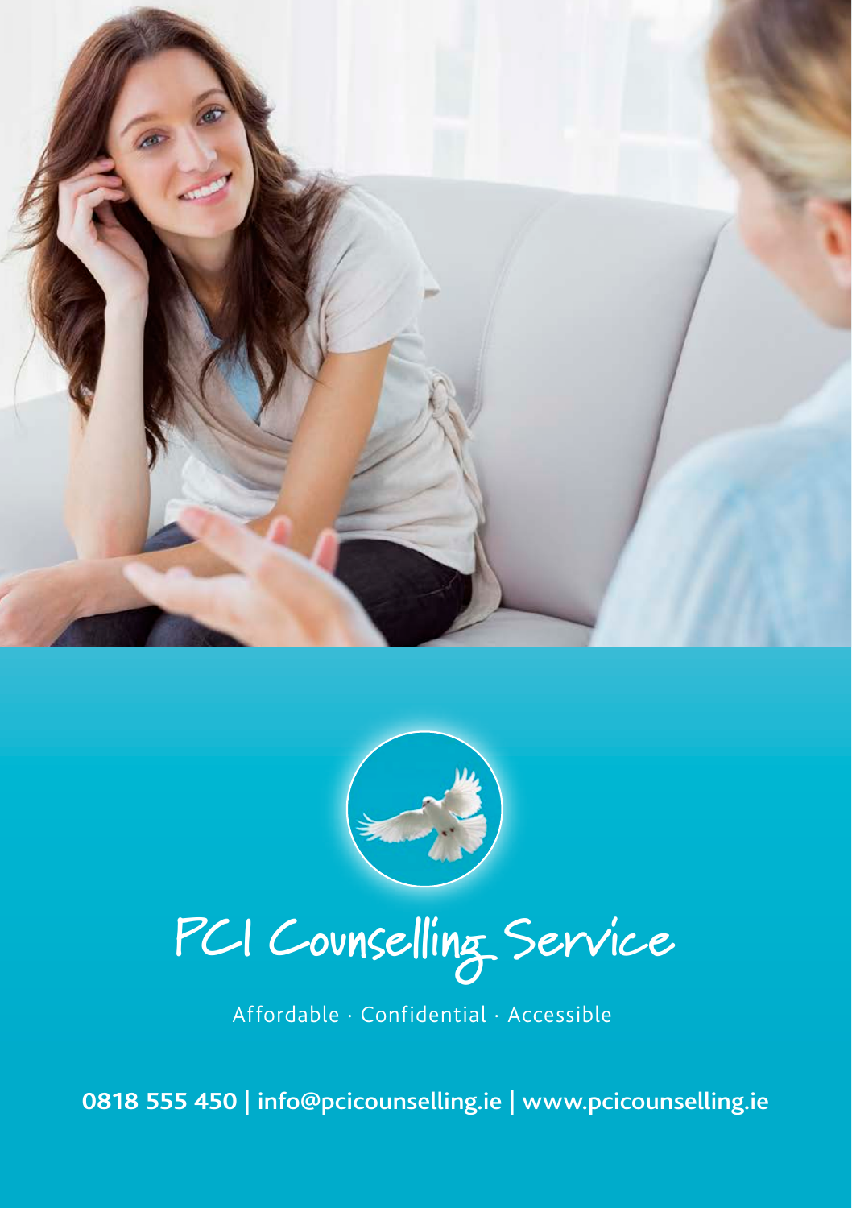# PCI Counselling Service

Affordable · Confidential · Accessible

**0818 555 450 | info@pcicounselling.ie | www.pcicounselling.ie**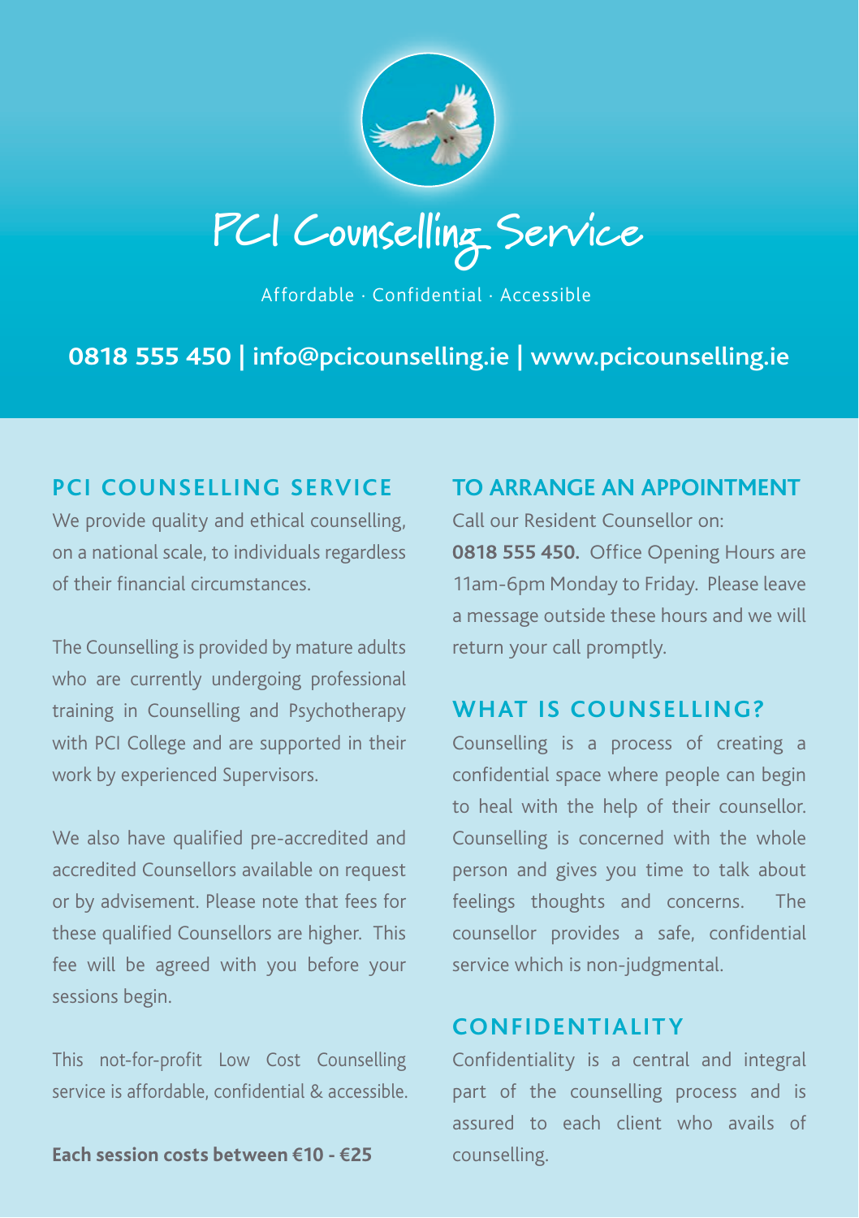# PCI Counselling Service

Affordable · Confidential · Accessible

**0818 555 450 | info@pcicounselling.ie | www.pcicounselling.ie**

## PCI COUNSELLING SERVICE

We provide quality and ethical counselling, on a national scale, to individuals regardless of their financial circumstances.

The Counselling is provided by mature adults who are currently undergoing professional training in Counselling and Psychotherapy with PCI College and are supported in their work by experienced Supervisors.

We also have qualified pre-accredited and accredited Counsellors available on request or by advisement. Please note that fees for these qualified Counsellors are higher. This fee will be agreed with you before your sessions begin.

This not-for-profit Low Cost Counselling service is affordable, confidential & accessible.

**Each session costs between €10 - €25**

## TO ARRANGE AN APPOINTMENT

Call our Resident Counsellor on: **0818 555 450.** Office Opening Hours are 11am-6pm Monday to Friday. Please leave a message outside these hours and we will return your call promptly.

## WHAT IS COUNSELLING?

Counselling is a process of creating a confidential space where people can begin to heal with the help of their counsellor. Counselling is concerned with the whole person and gives you time to talk about feelings thoughts and concerns. The counsellor provides a safe, confidential service which is non-judgmental.

## CONFIDENTIALITY

Confidentiality is a central and integral part of the counselling process and is assured to each client who avails of counselling.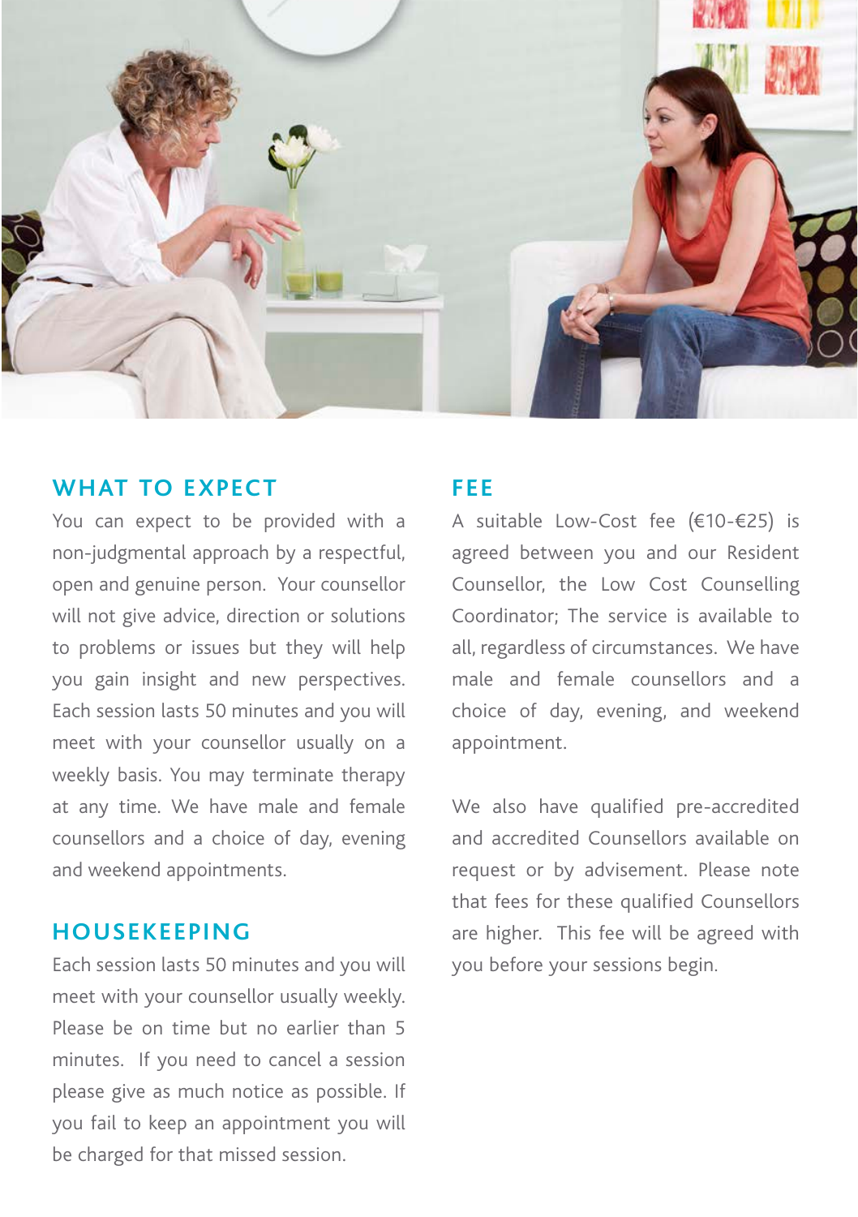## WHAT TO EXPECT

You can expect to be provided with a non-judgmental approach by a respectful, open and genuine person. Your counsellor will not give advice, direction or solutions to problems or issues but they will help you gain insight and new perspectives. Each session lasts 50 minutes and you will meet with your counsellor usually on a weekly basis. You may terminate therapy at any time. We have male and female counsellors and a choice of day, evening and weekend appointments.

## HOUSEKEEPING

Each session lasts 50 minutes and you will meet with your counsellor usually weekly. Please be on time but no earlier than 5 minutes. If you need to cancel a session please give as much notice as possible. If you fail to keep an appointment you will be charged for that missed session.

## FEE

A suitable Low-Cost fee (€10-€25) is agreed between you and our Resident Counsellor, the Low Cost Counselling Coordinator; The service is available to all, regardless of circumstances. We have male and female counsellors and a choice of day, evening, and weekend appointment.

We also have qualified pre-accredited and accredited Counsellors available on request or by advisement. Please note that fees for these qualified Counsellors are higher. This fee will be agreed with you before your sessions begin.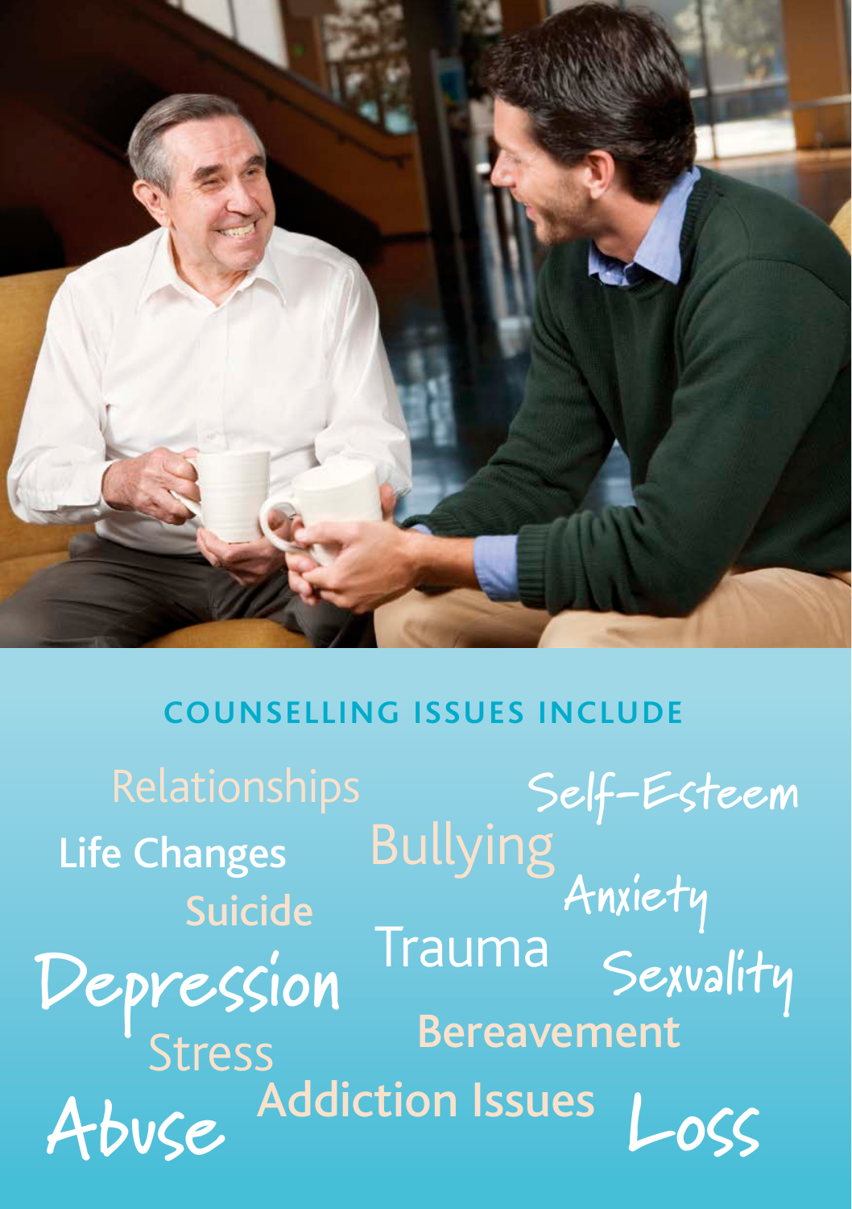## COUNSELLING ISSUES INCLUDE

Relationships

Self-Esteem

Life Changes

Bullying

Anxiety

Suicide

Trauma

Depression

Sexuality

Bereavement

Stress

Addiction Issues

Abuse

Loss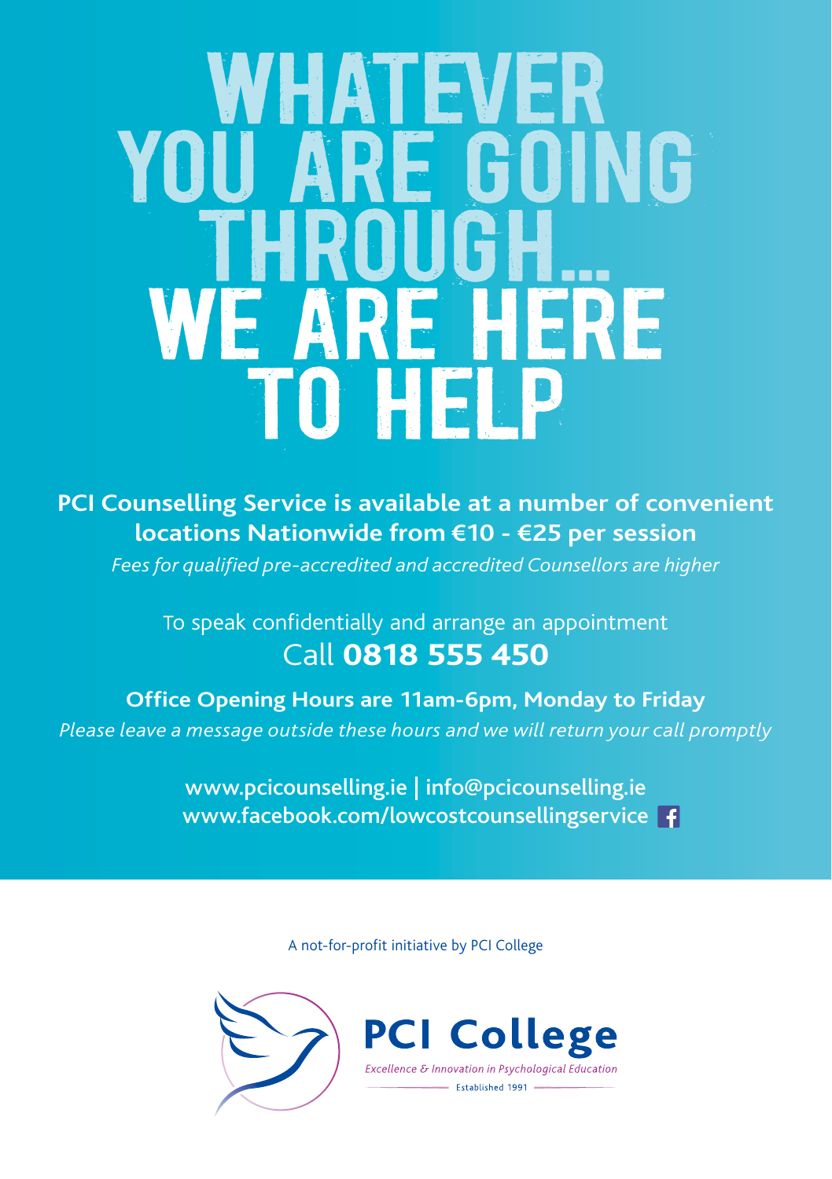# WHATEVER YOU ARE GOING THROUGH... WE ARE HERE TO HELP

**PCI Counselling Service is available at a number of convenient locations Nationwide from €10 - €25 per session**

*Fees for qualified pre-accredited and accredited Counsellors are higher*

To speak confidentially and arrange an appointment
Call **0818 555 450**

**Office Opening Hours are 11am-6pm, Monday to Friday**

*Please leave a message outside these hours and we will return your call promptly*

www.pcicounselling.ie | info@pcicounselling.ie
www.facebook.com/lowcostcounsellingservice

A not-for-profit initiative by PCI College

**PCI College**

*Excellence & Innovation in Psychological Education*

Established 1991